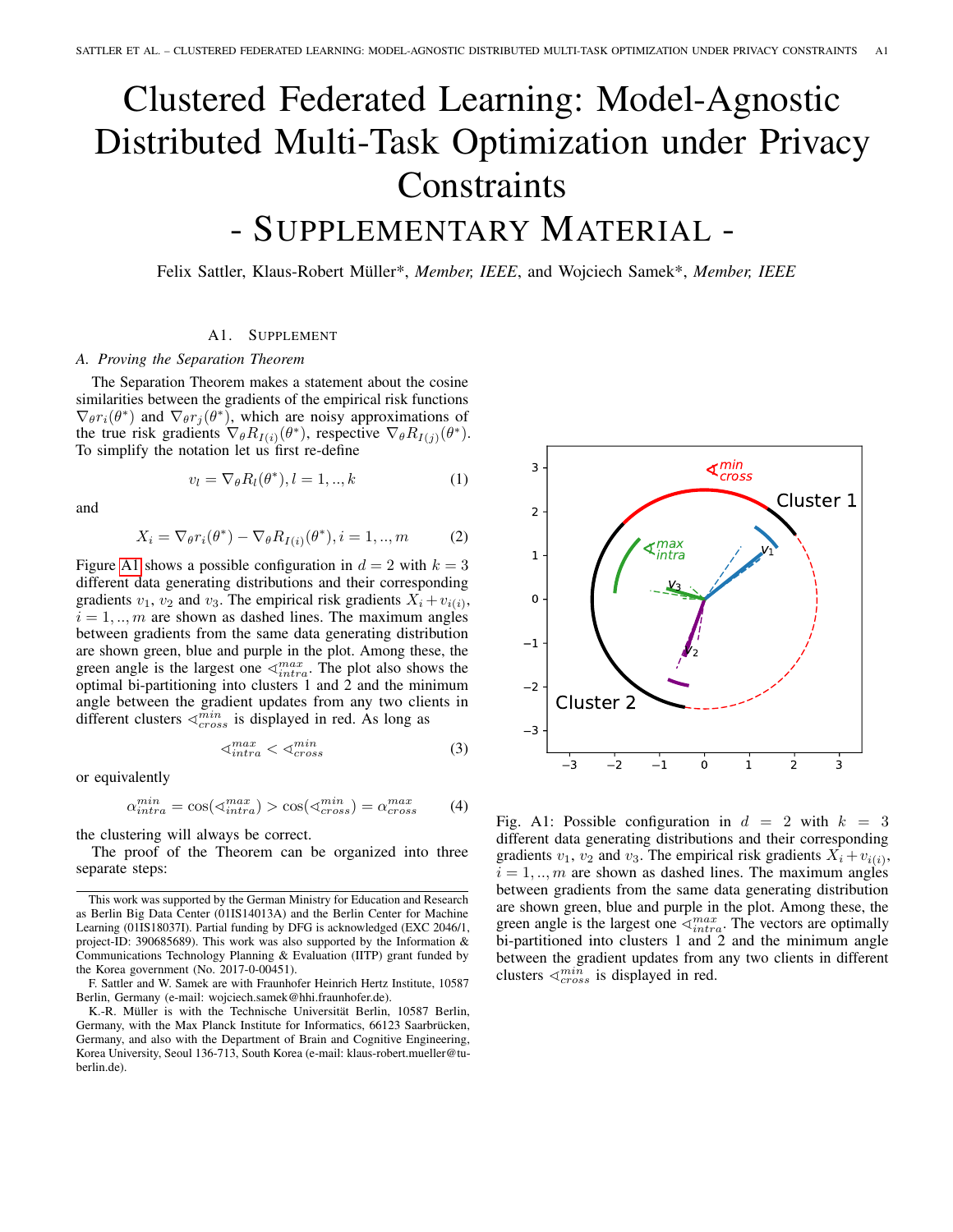# Clustered Federated Learning: Model-Agnostic Distributed Multi-Task Optimization under Privacy Constraints
# - Supplementary Material -

Felix Sattler, Klaus-Robert Müller*, *Member, IEEE*, and Wojciech Samek*, *Member, IEEE*

## A1. Supplement

### A. Proving the Separation Theorem

The Separation Theorem makes a statement about the cosine similarities between the gradients of the empirical risk functions $\nabla_\theta r_i(\theta^*)$ and $\nabla_\theta r_j(\theta^*)$, which are noisy approximations of the true risk gradients $\nabla_\theta R_{I(i)}(\theta^*)$, respective $\nabla_\theta R_{I(j)}(\theta^*)$. To simplify the notation let us first re-define

$$v_l = \nabla_\theta R_l(\theta^*), l = 1, .., k \tag{1}$$

and

$$X_i = \nabla_\theta r_i(\theta^*) - \nabla_\theta R_{I(i)}(\theta^*), i = 1, .., m \tag{2}$$

Figure A1 shows a possible configuration in $d = 2$ with $k = 3$ different data generating distributions and their corresponding gradients $v_1$, $v_2$ and $v_3$. The empirical risk gradients $X_i + v_{i(i)}$, $i = 1, .., m$ are shown as dashed lines. The maximum angles between gradients from the same data generating distribution are shown green, blue and purple in the plot. Among these, the green angle is the largest one $\sphericalangle_{intra}^{max}$. The plot also shows the optimal bi-partitioning into clusters 1 and 2 and the minimum angle between the gradient updates from any two clients in different clusters $\sphericalangle_{cross}^{min}$ is displayed in red. As long as

$$\sphericalangle_{intra}^{max} < \sphericalangle_{cross}^{min} \tag{3}$$

or equivalently

$$\alpha_{intra}^{min} = \cos(\sphericalangle_{intra}^{max}) > \cos(\sphericalangle_{cross}^{min}) = \alpha_{cross}^{max} \tag{4}$$

the clustering will always be correct.

The proof of the Theorem can be organized into three separate steps:

Fig. A1: Possible configuration in $d = 2$ with $k = 3$ different data generating distributions and their corresponding gradients $v_1$, $v_2$ and $v_3$. The empirical risk gradients $X_i + v_{i(i)}$, $i = 1, .., m$ are shown as dashed lines. The maximum angles between gradients from the same data generating distribution are shown green, blue and purple in the plot. Among these, the green angle is the largest one $\sphericalangle_{intra}^{max}$. The vectors are optimally bi-partitioned into clusters 1 and 2 and the minimum angle between the gradient updates from any two clients in different clusters $\sphericalangle_{cross}^{min}$ is displayed in red.

This work was supported by the German Ministry for Education and Research as Berlin Big Data Center (01IS14013A) and the Berlin Center for Machine Learning (01IS18037I). Partial funding by DFG is acknowledged (EXC 2046/1, project-ID: 390685689). This work was also supported by the Information & Communications Technology Planning & Evaluation (IITP) grant funded by the Korea government (No. 2017-0-00451).

F. Sattler and W. Samek are with Fraunhofer Heinrich Hertz Institute, 10587 Berlin, Germany (e-mail: wojciech.samek@hhi.fraunhofer.de).

K.-R. Müller is with the Technische Universität Berlin, 10587 Berlin, Germany, with the Max Planck Institute for Informatics, 66123 Saarbrücken, Germany, and also with the Department of Brain and Cognitive Engineering, Korea University, Seoul 136-713, South Korea (e-mail: klaus-robert.mueller@tu-berlin.de).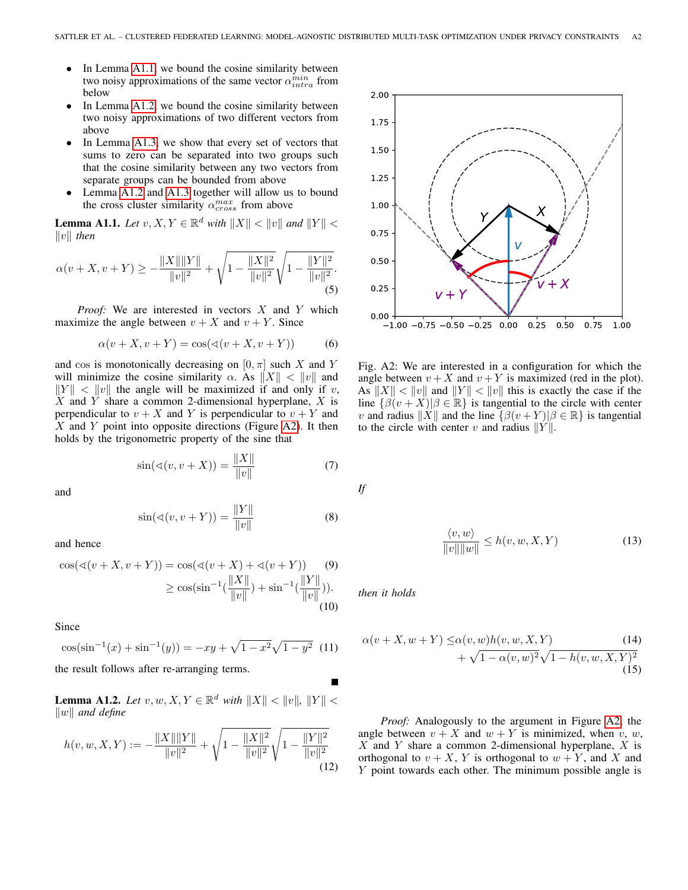- In Lemma A1.1, we bound the cosine similarity between two noisy approximations of the same vector $\alpha_{intra}^{min}$ from below
- In Lemma A1.2, we bound the cosine similarity between two noisy approximations of two different vectors from above
- In Lemma A1.3, we show that every set of vectors that sums to zero can be separated into two groups such that the cosine similarity between any two vectors from separate groups can be bounded from above
- Lemma A1.2 and A1.3 together will allow us to bound the cross cluster similarity $\alpha_{cross}^{max}$ from above

**Lemma A1.1.** *Let $v, X, Y \in \mathbb{R}^d$ with $\|X\| < \|v\|$ and $\|Y\| < \|v\|$ then*

$$\alpha(v+X, v+Y) \geq -\frac{\|X\|\|Y\|}{\|v\|^2} + \sqrt{1 - \frac{\|X\|^2}{\|v\|^2}}\sqrt{1 - \frac{\|Y\|^2}{\|v\|^2}}. \tag{5}$$

*Proof:* We are interested in vectors $X$ and $Y$ which maximize the angle between $v+X$ and $v+Y$. Since

$$\alpha(v+X, v+Y) = \cos(\sphericalangle(v+X, v+Y)) \tag{6}$$

and cos is monotonically decreasing on $[0, \pi]$ such $X$ and $Y$ will minimize the cosine similarity $\alpha$. As $\|X\| < \|v\|$ and $\|Y\| < \|v\|$ the angle will be maximized if and only if $v$, $X$ and $Y$ share a common 2-dimensional hyperplane, $X$ is perpendicular to $v+X$ and $Y$ is perpendicular to $v+Y$ and $X$ and $Y$ point into opposite directions (Figure A2). It then holds by the trigonometric property of the sine that

$$\sin(\sphericalangle(v, v+X)) = \frac{\|X\|}{\|v\|} \tag{7}$$

and

$$\sin(\sphericalangle(v, v+Y)) = \frac{\|Y\|}{\|v\|} \tag{8}$$

and hence

$$\cos(\sphericalangle(v+X, v+Y)) = \cos(\sphericalangle(v+X) + \sphericalangle(v+Y)) \tag{9}$$

$$\geq \cos(\sin^{-1}(\frac{\|X\|}{\|v\|}) + \sin^{-1}(\frac{\|Y\|}{\|v\|})). \tag{10}$$

Since

$$\cos(\sin^{-1}(x) + \sin^{-1}(y)) = -xy + \sqrt{1-x^2}\sqrt{1-y^2} \tag{11}$$

the result follows after re-arranging terms. ∎

**Lemma A1.2.** *Let $v, w, X, Y \in \mathbb{R}^d$ with $\|X\| < \|v\|$, $\|Y\| < \|w\|$ and define*

$$h(v, w, X, Y) := -\frac{\|X\|\|Y\|}{\|v\|^2} + \sqrt{1 - \frac{\|X\|^2}{\|v\|^2}}\sqrt{1 - \frac{\|Y\|^2}{\|v\|^2}} \tag{12}$$

Fig. A2: We are interested in a configuration for which the angle between $v+X$ and $v+Y$ is maximized (red in the plot). As $\|X\| < \|v\|$ and $\|Y\| < \|v\|$ this is exactly the case if the line $\{\beta(v+X)|\beta \in \mathbb{R}\}$ is tangential to the circle with center $v$ and radius $\|X\|$ and the line $\{\beta(v+Y)|\beta \in \mathbb{R}\}$ is tangential to the circle with center $v$ and radius $\|Y\|$.

*If*

$$\frac{\langle v, w\rangle}{\|v\|\|w\|} \leq h(v, w, X, Y) \tag{13}$$

*then it holds*

$$\alpha(v+X, w+Y) \leq \alpha(v, w)h(v, w, X, Y) \tag{14}$$

$$+ \sqrt{1 - \alpha(v, w)^2}\sqrt{1 - h(v, w, X, Y)^2} \tag{15}$$

*Proof:* Analogously to the argument in Figure A2, the angle between $v+X$ and $w+Y$ is minimized, when $v$, $w$, $X$ and $Y$ share a common 2-dimensional hyperplane, $X$ is orthogonal to $v+X$, $Y$ is orthogonal to $w+Y$, and $X$ and $Y$ point towards each other. The minimum possible angle is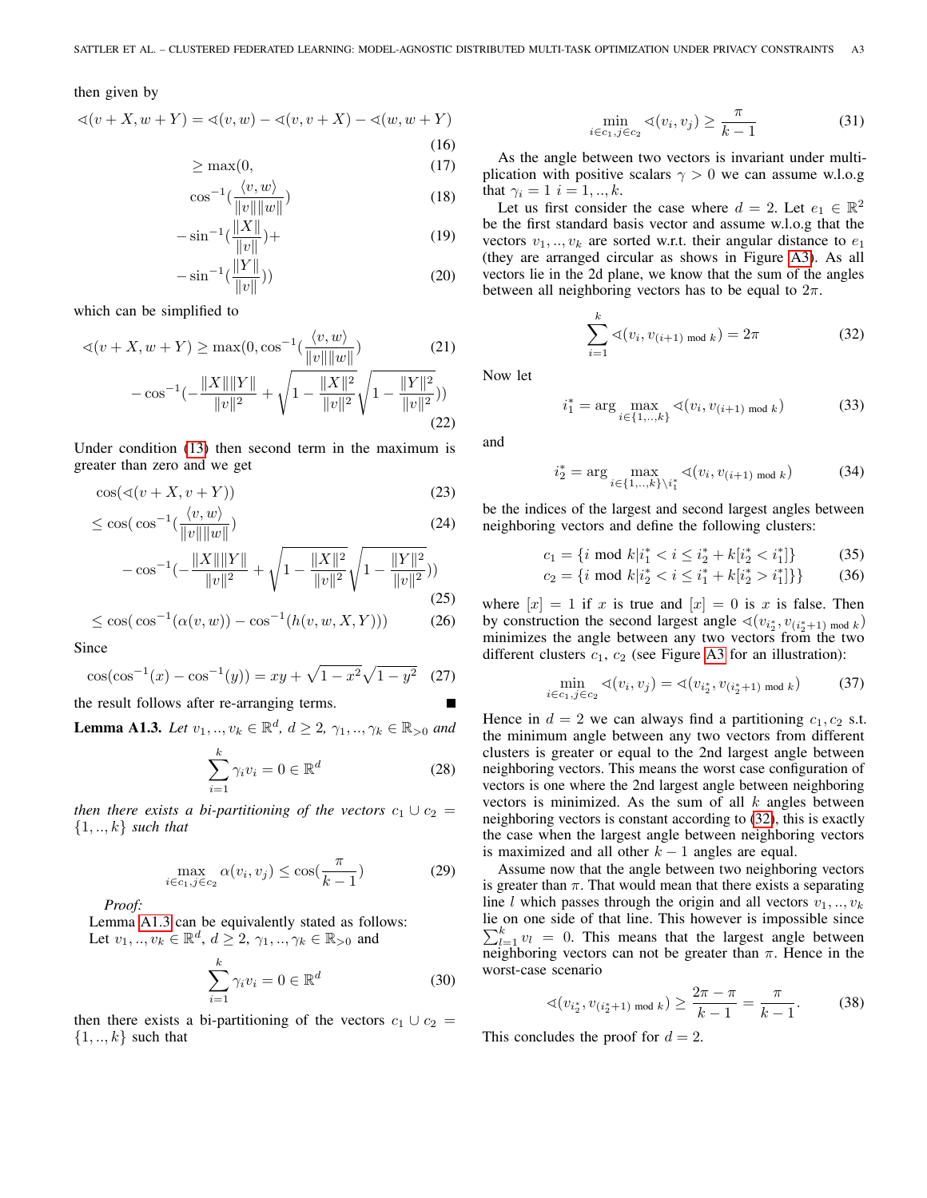then given by

$$\sphericalangle(v+X, w+Y) = \sphericalangle(v,w) - \sphericalangle(v, v+X) - \sphericalangle(w, w+Y) \tag{16}$$

$$\geq \max(0, \tag{17}$$

$$\cos^{-1}(\frac{\langle v, w\rangle}{\|v\|\|w\|}) \tag{18}$$

$$-\sin^{-1}(\frac{\|X\|}{\|v\|})+ \tag{19}$$

$$-\sin^{-1}(\frac{\|Y\|}{\|v\|})) \tag{20}$$

which can be simplified to

$$\sphericalangle(v+X, w+Y) \geq \max(0, \cos^{-1}(\frac{\langle v, w\rangle}{\|v\|\|w\|}) \tag{21}$$

$$-\cos^{-1}(-\frac{\|X\|\|Y\|}{\|v\|^2} + \sqrt{1-\frac{\|X\|^2}{\|v\|^2}}\sqrt{1-\frac{\|Y\|^2}{\|v\|^2}})) \tag{22}$$

Under condition (13) then second term in the maximum is greater than zero and we get

$$\cos(\sphericalangle(v+X, v+Y)) \tag{23}$$

$$\leq \cos(\cos^{-1}(\frac{\langle v, w\rangle}{\|v\|\|w\|}) \tag{24}$$

$$-\cos^{-1}(-\frac{\|X\|\|Y\|}{\|v\|^2} + \sqrt{1-\frac{\|X\|^2}{\|v\|^2}}\sqrt{1-\frac{\|Y\|^2}{\|v\|^2}})) \tag{25}$$

$$\leq \cos(\cos^{-1}(\alpha(v,w)) - \cos^{-1}(h(v,w,X,Y))) \tag{26}$$

Since

$$\cos(\cos^{-1}(x) - \cos^{-1}(y)) = xy + \sqrt{1-x^2}\sqrt{1-y^2} \tag{27}$$

the result follows after re-arranging terms. ∎

**Lemma A1.3.** *Let $v_1, .., v_k \in \mathbb{R}^d$, $d \geq 2$, $\gamma_1, .., \gamma_k \in \mathbb{R}_{>0}$ and*

$$\sum_{i=1}^{k} \gamma_i v_i = 0 \in \mathbb{R}^d \tag{28}$$

*then there exists a bi-partitioning of the vectors $c_1 \cup c_2 = \{1, .., k\}$ such that*

$$\max_{i \in c_1, j \in c_2} \alpha(v_i, v_j) \leq \cos(\frac{\pi}{k-1}) \tag{29}$$

*Proof:*

Lemma A1.3 can be equivalently stated as follows: Let $v_1, .., v_k \in \mathbb{R}^d$, $d \geq 2$, $\gamma_1, .., \gamma_k \in \mathbb{R}_{>0}$ and

$$\sum_{i=1}^{k} \gamma_i v_i = 0 \in \mathbb{R}^d \tag{30}$$

then there exists a bi-partitioning of the vectors $c_1 \cup c_2 = \{1, .., k\}$ such that

$$\min_{i \in c_1, j \in c_2} \sphericalangle(v_i, v_j) \geq \frac{\pi}{k-1} \tag{31}$$

As the angle between two vectors is invariant under multiplication with positive scalars $\gamma > 0$ we can assume w.l.o.g that $\gamma_i = 1$ $i = 1, .., k$.

Let us first consider the case where $d = 2$. Let $e_1 \in \mathbb{R}^2$ be the first standard basis vector and assume w.l.o.g that the vectors $v_1, .., v_k$ are sorted w.r.t. their angular distance to $e_1$ (they are arranged circular as shows in Figure A3). As all vectors lie in the 2d plane, we know that the sum of the angles between all neighboring vectors has to be equal to $2\pi$.

$$\sum_{i=1}^{k} \sphericalangle(v_i, v_{(i+1) \bmod k}) = 2\pi \tag{32}$$

Now let

$$i_1^* = \arg\max_{i \in \{1, .., k\}} \sphericalangle(v_i, v_{(i+1) \bmod k}) \tag{33}$$

and

$$i_2^* = \arg\max_{i \in \{1, .., k\} \setminus i_1^*} \sphericalangle(v_i, v_{(i+1) \bmod k}) \tag{34}$$

be the indices of the largest and second largest angles between neighboring vectors and define the following clusters:

$$c_1 = \{i \bmod k | i_1^* < i \leq i_2^* + k[i_2^* < i_1^*]\} \tag{35}$$

$$c_2 = \{i \bmod k | i_2^* < i \leq i_1^* + k[i_2^* > i_1^*]\}\} \tag{36}$$

where $[x] = 1$ if $x$ is true and $[x] = 0$ is $x$ is false. Then by construction the second largest angle $\sphericalangle(v_{i_2^*}, v_{(i_2^*+1) \bmod k})$ minimizes the angle between any two vectors from the two different clusters $c_1$, $c_2$ (see Figure A3 for an illustration):

$$\min_{i \in c_1, j \in c_2} \sphericalangle(v_i, v_j) = \sphericalangle(v_{i_2^*}, v_{(i_2^*+1) \bmod k}) \tag{37}$$

Hence in $d = 2$ we can always find a partitioning $c_1, c_2$ s.t. the minimum angle between any two vectors from different clusters is greater or equal to the 2nd largest angle between neighboring vectors. This means the worst case configuration of vectors is one where the 2nd largest angle between neighboring vectors is minimized. As the sum of all $k$ angles between neighboring vectors is constant according to (32), this is exactly the case when the largest angle between neighboring vectors is maximized and all other $k-1$ angles are equal.

Assume now that the angle between two neighboring vectors is greater than $\pi$. That would mean that there exists a separating line $l$ which passes through the origin and all vectors $v_1, .., v_k$ lie on one side of that line. This however is impossible since $\sum_{l=1}^{k} v_l = 0$. This means that the largest angle between neighboring vectors can not be greater than $\pi$. Hence in the worst-case scenario

$$\sphericalangle(v_{i_2^*}, v_{(i_2^*+1) \bmod k}) \geq \frac{2\pi - \pi}{k-1} = \frac{\pi}{k-1}. \tag{38}$$

This concludes the proof for $d = 2$.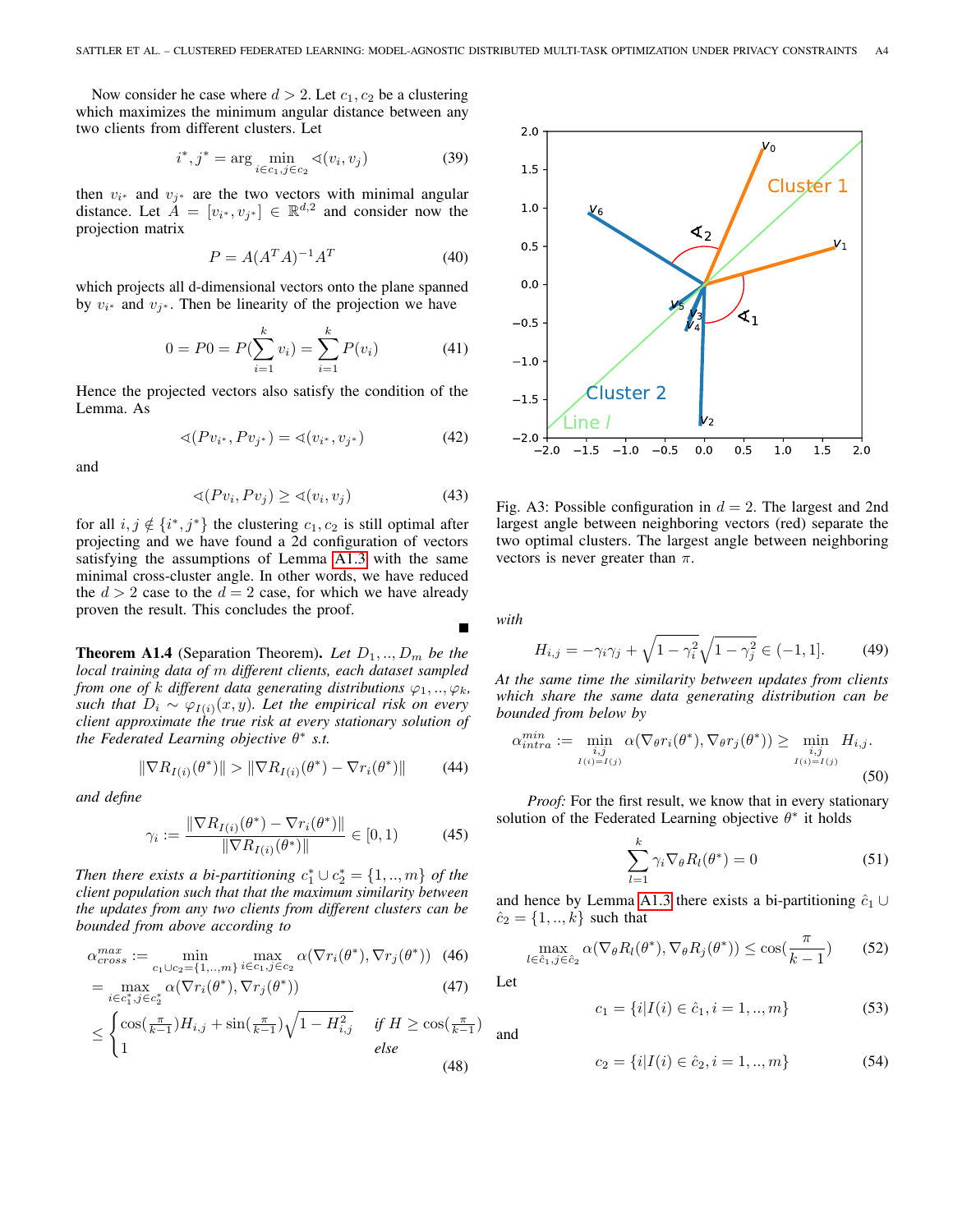Now consider he case where $d > 2$. Let $c_1, c_2$ be a clustering which maximizes the minimum angular distance between any two clients from different clusters. Let

$$i^*, j^* = \arg\min_{i \in c_1, j \in c_2} \sphericalangle(v_i, v_j) \tag{39}$$

then $v_{i^*}$ and $v_{j^*}$ are the two vectors with minimal angular distance. Let $A = [v_{i^*}, v_{j^*}] \in \mathbb{R}^{d,2}$ and consider now the projection matrix

$$P = A(A^T A)^{-1} A^T \tag{40}$$

which projects all d-dimensional vectors onto the plane spanned by $v_{i^*}$ and $v_{j^*}$. Then be linearity of the projection we have

$$0 = P0 = P(\sum_{i=1}^{k} v_i) = \sum_{i=1}^{k} P(v_i) \tag{41}$$

Hence the projected vectors also satisfy the condition of the Lemma. As

$$\sphericalangle(Pv_{i^*}, Pv_{j^*}) = \sphericalangle(v_{i^*}, v_{j^*}) \tag{42}$$

and

$$\sphericalangle(Pv_i, Pv_j) \geq \sphericalangle(v_i, v_j) \tag{43}$$

for all $i, j \notin \{i^*, j^*\}$ the clustering $c_1, c_2$ is still optimal after projecting and we have found a 2d configuration of vectors satisfying the assumptions of Lemma A1.3 with the same minimal cross-cluster angle. In other words, we have reduced the $d > 2$ case to the $d = 2$ case, for which we have already proven the result. This concludes the proof. ∎

Fig. A3: Possible configuration in $d = 2$. The largest and 2nd largest angle between neighboring vectors (red) separate the two optimal clusters. The largest angle between neighboring vectors is never greater than $\pi$.

**Theorem A1.4** (Separation Theorem). *Let $D_1, .., D_m$ be the local training data of $m$ different clients, each dataset sampled from one of $k$ different data generating distributions $\varphi_1, .., \varphi_k$, such that $D_i \sim \varphi_{I(i)}(x, y)$. Let the empirical risk on every client approximate the true risk at every stationary solution of the Federated Learning objective $\theta^*$ s.t.*

$$\|\nabla R_{I(i)}(\theta^*)\| > \|\nabla R_{I(i)}(\theta^*) - \nabla r_i(\theta^*)\| \tag{44}$$

*and define*

$$\gamma_i := \frac{\|\nabla R_{I(i)}(\theta^*) - \nabla r_i(\theta^*)\|}{\|\nabla R_{I(i)}(\theta^*)\|} \in [0, 1) \tag{45}$$

*Then there exists a bi-partitioning $c_1^* \cup c_2^* = \{1, .., m\}$ of the client population such that that the maximum similarity between the updates from any two clients from different clusters can be bounded from above according to*

$$\alpha_{cross}^{max} := \min_{c_1 \cup c_2 = \{1,..,m\}} \max_{i \in c_1, j \in c_2} \alpha(\nabla r_i(\theta^*), \nabla r_j(\theta^*)) \tag{46}$$

$$= \max_{i \in c_1^*, j \in c_2^*} \alpha(\nabla r_i(\theta^*), \nabla r_j(\theta^*)) \tag{47}$$

$$\leq \begin{cases} \cos(\frac{\pi}{k-1}) H_{i,j} + \sin(\frac{\pi}{k-1}) \sqrt{1 - H_{i,j}^2} & \text{if } H \geq \cos(\frac{\pi}{k-1}) \\ 1 & \text{else} \end{cases} \tag{48}$$

*with*

$$H_{i,j} = -\gamma_i \gamma_j + \sqrt{1 - \gamma_i^2}\sqrt{1 - \gamma_j^2} \in (-1, 1]. \tag{49}$$

*At the same time the similarity between updates from clients which share the same data generating distribution can be bounded from below by*

$$\alpha_{intra}^{min} := \min_{\substack{i,j \\ I(i)=I(j)}} \alpha(\nabla_\theta r_i(\theta^*), \nabla_\theta r_j(\theta^*)) \geq \min_{\substack{i,j \\ I(i)=I(j)}} H_{i,j}. \tag{50}$$

*Proof:* For the first result, we know that in every stationary solution of the Federated Learning objective $\theta^*$ it holds

$$\sum_{l=1}^{k} \gamma_i \nabla_\theta R_l(\theta^*) = 0 \tag{51}$$

and hence by Lemma A1.3 there exists a bi-partitioning $\hat{c}_1 \cup \hat{c}_2 = \{1, .., k\}$ such that

$$\max_{l \in \hat{c}_1, j \in \hat{c}_2} \alpha(\nabla_\theta R_l(\theta^*), \nabla_\theta R_j(\theta^*)) \leq \cos(\frac{\pi}{k-1}) \tag{52}$$

Let

$$c_1 = \{i | I(i) \in \hat{c}_1, i = 1, .., m\} \tag{53}$$

and

$$c_2 = \{i | I(i) \in \hat{c}_2, i = 1, .., m\} \tag{54}$$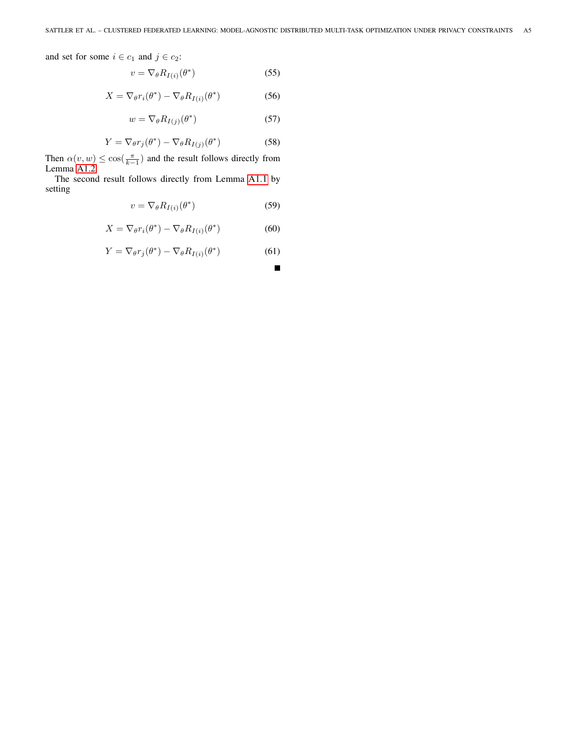and set for some $i \in c_1$ and $j \in c_2$:

$$v = \nabla_\theta R_{I(i)}(\theta^*) \tag{55}$$

$$X = \nabla_\theta r_i(\theta^*) - \nabla_\theta R_{I(i)}(\theta^*) \tag{56}$$

$$w = \nabla_\theta R_{I(j)}(\theta^*) \tag{57}$$

$$Y = \nabla_\theta r_j(\theta^*) - \nabla_\theta R_{I(j)}(\theta^*) \tag{58}$$

Then $\alpha(v, w) \leq \cos(\frac{\pi}{k-1})$ and the result follows directly from Lemma A1.2.

The second result follows directly from Lemma A1.1 by setting

$$v = \nabla_\theta R_{I(i)}(\theta^*) \tag{59}$$

$$X = \nabla_\theta r_i(\theta^*) - \nabla_\theta R_{I(i)}(\theta^*) \tag{60}$$

$$Y = \nabla_\theta r_j(\theta^*) - \nabla_\theta R_{I(i)}(\theta^*) \tag{61}$$

■